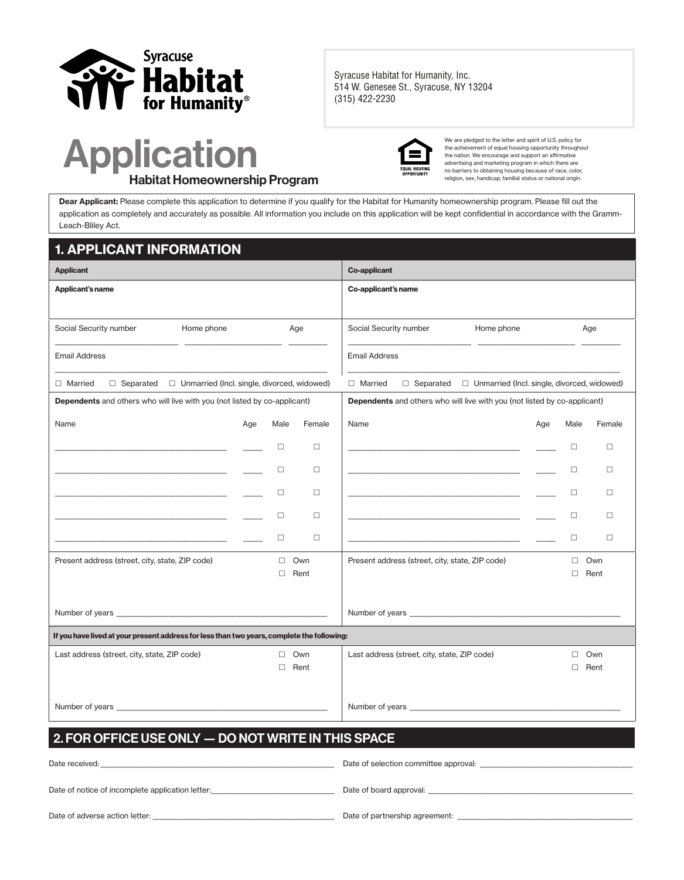Syracuse Habitat for Humanity®

Syracuse Habitat for Humanity, Inc.
514 W. Genesee St., Syracuse, NY 13204
(315) 422-2230

# Application

## Habitat Homeownership Program

EQUAL HOUSING OPPORTUNITY

We are pledged to the letter and spirit of U.S. policy for the achievement of equal housing opportunity throughout the nation. We encourage and support an affirmative advertising and marketing program in which there are no barriers to obtaining housing because of race, color, religion, sex, handicap, familial status or national origin.

**Dear Applicant:** Please complete this application to determine if you qualify for the Habitat for Humanity homeownership program. Please fill out the application as completely and accurately as possible. All information you include on this application will be kept confidential in accordance with the Gramm-Leach-Bliley Act.

## 1. APPLICANT INFORMATION

| Applicant | Co-applicant |
|---|---|
| **Applicant's name** | **Co-applicant's name** |
| Social Security number ____ Home phone ____ Age ____ | Social Security number ____ Home phone ____ Age ____ |
| Email Address ____ | Email Address ____ |
| ☐ Married ☐ Separated ☐ Unmarried (Incl. single, divorced, widowed) | ☐ Married ☐ Separated ☐ Unmarried (Incl. single, divorced, widowed) |

**Dependents** and others who will live with you (not listed by co-applicant)

| Name | Age | Male | Female | Name | Age | Male | Female |
|---|---|---|---|---|---|---|---|
| ____ | ____ | ☐ | ☐ | ____ | ____ | ☐ | ☐ |
| ____ | ____ | ☐ | ☐ | ____ | ____ | ☐ | ☐ |
| ____ | ____ | ☐ | ☐ | ____ | ____ | ☐ | ☐ |
| ____ | ____ | ☐ | ☐ | ____ | ____ | ☐ | ☐ |
| ____ | ____ | ☐ | ☐ | ____ | ____ | ☐ | ☐ |

| Applicant | Co-applicant |
|---|---|
| Present address (street, city, state, ZIP code) ☐ Own ☐ Rent | Present address (street, city, state, ZIP code) ☐ Own ☐ Rent |
| Number of years ____ | Number of years ____ |

**If you have lived at your present address for less than two years, complete the following:**

| Applicant | Co-applicant |
|---|---|
| Last address (street, city, state, ZIP code) ☐ Own ☐ Rent | Last address (street, city, state, ZIP code) ☐ Own ☐ Rent |
| Number of years ____ | Number of years ____ |

## 2. FOR OFFICE USE ONLY — DO NOT WRITE IN THIS SPACE

Date received: ____

Date of selection committee approval: ____

Date of notice of incomplete application letter: ____

Date of board approval: ____

Date of adverse action letter: ____

Date of partnership agreement: ____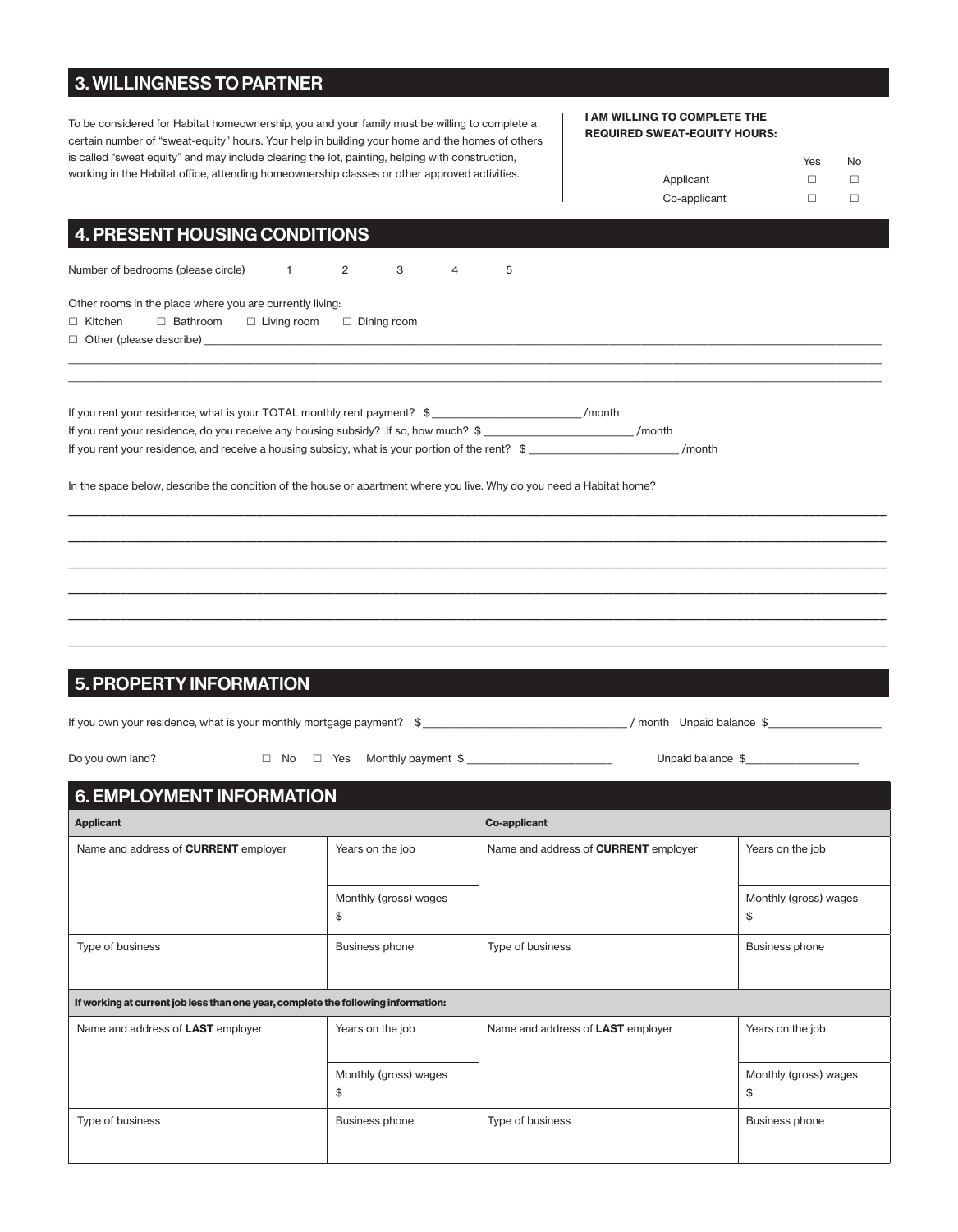## 3. WILLINGNESS TO PARTNER

To be considered for Habitat homeownership, you and your family must be willing to complete a certain number of "sweat-equity" hours. Your help in building your home and the homes of others is called "sweat equity" and may include clearing the lot, painting, helping with construction, working in the Habitat office, attending homeownership classes or other approved activities.

**I AM WILLING TO COMPLETE THE REQUIRED SWEAT-EQUITY HOURS:**

| | Yes | No |
|---|---|---|
| Applicant | ☐ | ☐ |
| Co-applicant | ☐ | ☐ |

## 4. PRESENT HOUSING CONDITIONS

Number of bedrooms (please circle) 1 2 3 4 5

Other rooms in the place where you are currently living:

☐ Kitchen ☐ Bathroom ☐ Living room ☐ Dining room

☐ Other (please describe) ____________________________________________

____________________________________________

____________________________________________

If you rent your residence, what is your TOTAL monthly rent payment? $ ______________ /month

If you rent your residence, do you receive any housing subsidy? If so, how much? $ ______________ /month

If you rent your residence, and receive a housing subsidy, what is your portion of the rent? $ ______________ /month

In the space below, describe the condition of the house or apartment where you live. Why do you need a Habitat home?

____________________________________________

____________________________________________

____________________________________________

____________________________________________

____________________________________________

____________________________________________

## 5. PROPERTY INFORMATION

If you own your residence, what is your monthly mortgage payment? $ ______________ / month Unpaid balance $ ______________

Do you own land? ☐ No ☐ Yes Monthly payment $ ______________ Unpaid balance $ ______________

## 6. EMPLOYMENT INFORMATION

| **Applicant** | | **Co-applicant** | |
|---|---|---|---|
| Name and address of **CURRENT** employer | Years on the job | Name and address of **CURRENT** employer | Years on the job |
| | Monthly (gross) wages $ | | Monthly (gross) wages $ |
| Type of business | Business phone | Type of business | Business phone |
| **If working at current job less than one year, complete the following information:** | | | |
| Name and address of **LAST** employer | Years on the job | Name and address of **LAST** employer | Years on the job |
| | Monthly (gross) wages $ | | Monthly (gross) wages $ |
| Type of business | Business phone | Type of business | Business phone |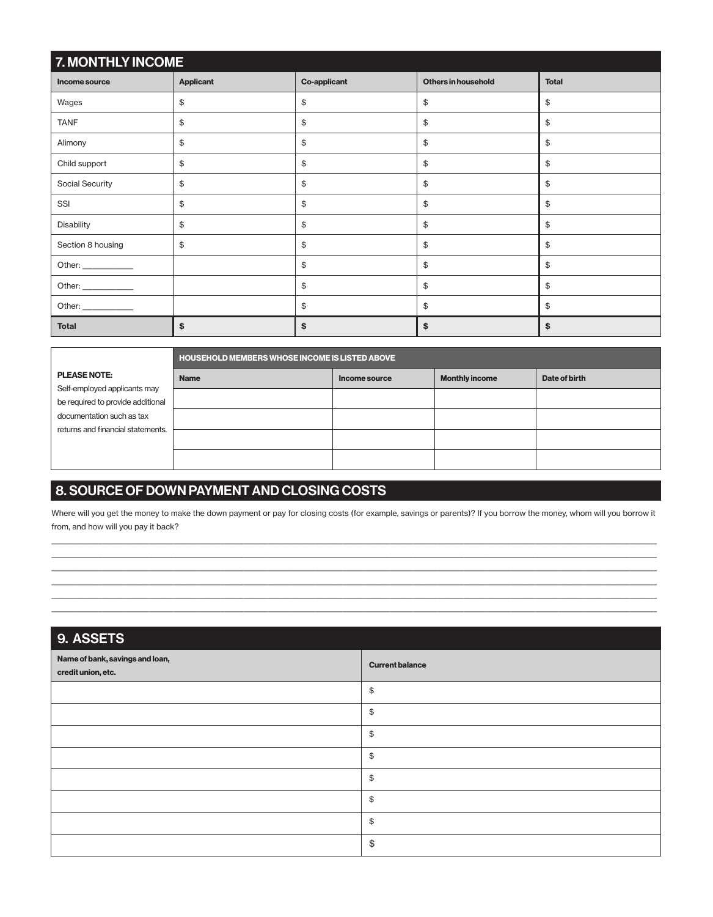## 7. MONTHLY INCOME

| Income source | Applicant | Co-applicant | Others in household | Total |
|---|---|---|---|---|
| Wages | $ | $ | $ | $ |
| TANF | $ | $ | $ | $ |
| Alimony | $ | $ | $ | $ |
| Child support | $ | $ | $ | $ |
| Social Security | $ | $ | $ | $ |
| SSI | $ | $ | $ | $ |
| Disability | $ | $ | $ | $ |
| Section 8 housing | $ | $ | $ | $ |
| Other: ___________ | | $ | $ | $ |
| Other: ___________ | | $ | $ | $ |
| Other: ___________ | | $ | $ | $ |
| **Total** | **$** | **$** | **$** | **$** |

**PLEASE NOTE:**
Self-employed applicants may be required to provide additional documentation such as tax returns and financial statements.

| HOUSEHOLD MEMBERS WHOSE INCOME IS LISTED ABOVE | | | |
|---|---|---|---|
| Name | Income source | Monthly income | Date of birth |
| | | | |
| | | | |
| | | | |
| | | | |

## 8. SOURCE OF DOWN PAYMENT AND CLOSING COSTS

Where will you get the money to make the down payment or pay for closing costs (for example, savings or parents)? If you borrow the money, whom will you borrow it from, and how will you pay it back?

______________________________________________________________________________________________________
______________________________________________________________________________________________________
______________________________________________________________________________________________________
______________________________________________________________________________________________________
______________________________________________________________________________________________________
______________________________________________________________________________________________________

## 9. ASSETS

| Name of bank, savings and loan, credit union, etc. | Current balance |
|---|---|
| | $ |
| | $ |
| | $ |
| | $ |
| | $ |
| | $ |
| | $ |
| | $ |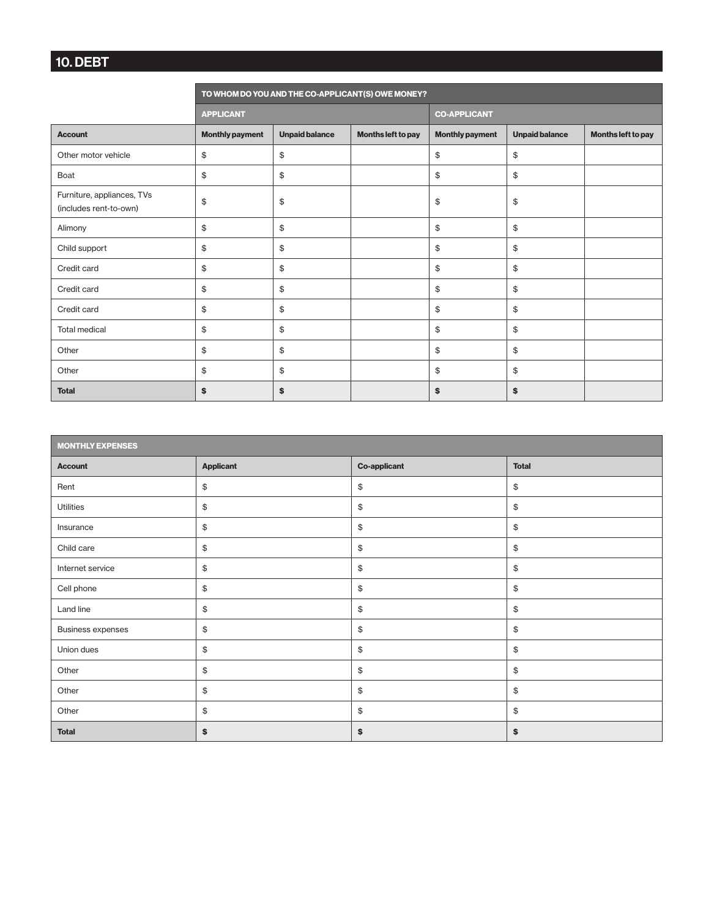## 10. DEBT

| | TO WHOM DO YOU AND THE CO-APPLICANT(S) OWE MONEY? | | | | | |
|---|---|---|---|---|---|---|
| | APPLICANT | | | CO-APPLICANT | | |
| **Account** | **Monthly payment** | **Unpaid balance** | **Months left to pay** | **Monthly payment** | **Unpaid balance** | **Months left to pay** |
| Other motor vehicle | $ | $ | | $ | $ | |
| Boat | $ | $ | | $ | $ | |
| Furniture, appliances, TVs (includes rent-to-own) | $ | $ | | $ | $ | |
| Alimony | $ | $ | | $ | $ | |
| Child support | $ | $ | | $ | $ | |
| Credit card | $ | $ | | $ | $ | |
| Credit card | $ | $ | | $ | $ | |
| Credit card | $ | $ | | $ | $ | |
| Total medical | $ | $ | | $ | $ | |
| Other | $ | $ | | $ | $ | |
| Other | $ | $ | | $ | $ | |
| **Total** | **$** | **$** | | **$** | **$** | |

| MONTHLY EXPENSES | | | |
|---|---|---|---|
| **Account** | **Applicant** | **Co-applicant** | **Total** |
| Rent | $ | $ | $ |
| Utilities | $ | $ | $ |
| Insurance | $ | $ | $ |
| Child care | $ | $ | $ |
| Internet service | $ | $ | $ |
| Cell phone | $ | $ | $ |
| Land line | $ | $ | $ |
| Business expenses | $ | $ | $ |
| Union dues | $ | $ | $ |
| Other | $ | $ | $ |
| Other | $ | $ | $ |
| Other | $ | $ | $ |
| **Total** | **$** | **$** | **$** |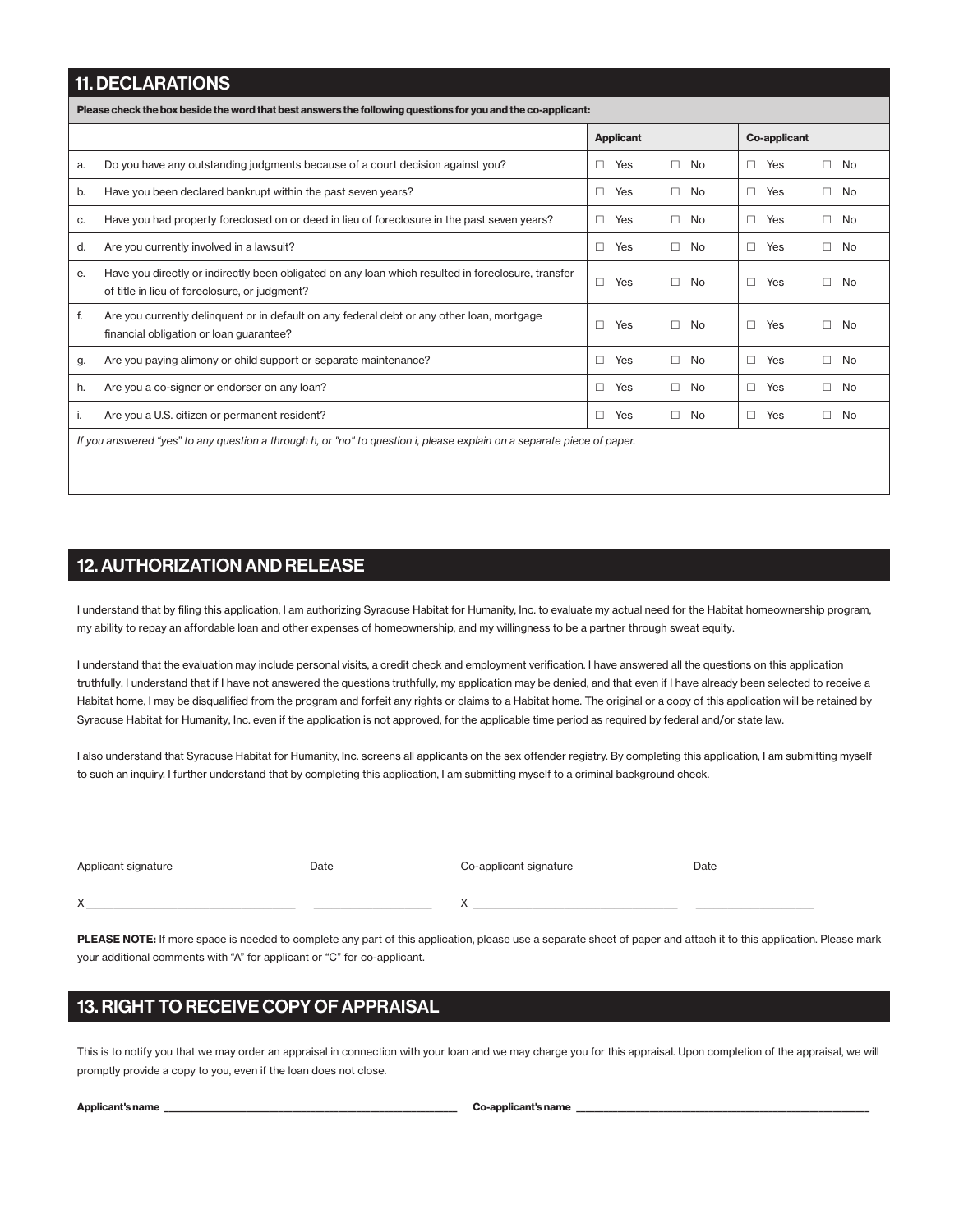## 11. DECLARATIONS

**Please check the box beside the word that best answers the following questions for you and the co-applicant:**

| | | **Applicant** | | **Co-applicant** | |
|---|---|---|---|---|---|
| a. | Do you have any outstanding judgments because of a court decision against you? | ☐ Yes | ☐ No | ☐ Yes | ☐ No |
| b. | Have you been declared bankrupt within the past seven years? | ☐ Yes | ☐ No | ☐ Yes | ☐ No |
| c. | Have you had property foreclosed on or deed in lieu of foreclosure in the past seven years? | ☐ Yes | ☐ No | ☐ Yes | ☐ No |
| d. | Are you currently involved in a lawsuit? | ☐ Yes | ☐ No | ☐ Yes | ☐ No |
| e. | Have you directly or indirectly been obligated on any loan which resulted in foreclosure, transfer of title in lieu of foreclosure, or judgment? | ☐ Yes | ☐ No | ☐ Yes | ☐ No |
| f. | Are you currently delinquent or in default on any federal debt or any other loan, mortgage financial obligation or loan guarantee? | ☐ Yes | ☐ No | ☐ Yes | ☐ No |
| g. | Are you paying alimony or child support or separate maintenance? | ☐ Yes | ☐ No | ☐ Yes | ☐ No |
| h. | Are you a co-signer or endorser on any loan? | ☐ Yes | ☐ No | ☐ Yes | ☐ No |
| i. | Are you a U.S. citizen or permanent resident? | ☐ Yes | ☐ No | ☐ Yes | ☐ No |

*If you answered "yes" to any question a through h, or "no" to question i, please explain on a separate piece of paper.*

## 12. AUTHORIZATION AND RELEASE

I understand that by filing this application, I am authorizing Syracuse Habitat for Humanity, Inc. to evaluate my actual need for the Habitat homeownership program, my ability to repay an affordable loan and other expenses of homeownership, and my willingness to be a partner through sweat equity.

I understand that the evaluation may include personal visits, a credit check and employment verification. I have answered all the questions on this application truthfully. I understand that if I have not answered the questions truthfully, my application may be denied, and that even if I have already been selected to receive a Habitat home, I may be disqualified from the program and forfeit any rights or claims to a Habitat home. The original or a copy of this application will be retained by Syracuse Habitat for Humanity, Inc. even if the application is not approved, for the applicable time period as required by federal and/or state law.

I also understand that Syracuse Habitat for Humanity, Inc. screens all applicants on the sex offender registry. By completing this application, I am submitting myself to such an inquiry. I further understand that by completing this application, I am submitting myself to a criminal background check.

| Applicant signature | Date | Co-applicant signature | Date |
|---|---|---|---|
| X ______________________________ | ____________________ | X ______________________________ | ____________________ |

**PLEASE NOTE:** If more space is needed to complete any part of this application, please use a separate sheet of paper and attach it to this application. Please mark your additional comments with "A" for applicant or "C" for co-applicant.

## 13. RIGHT TO RECEIVE COPY OF APPRAISAL

This is to notify you that we may order an appraisal in connection with your loan and we may charge you for this appraisal. Upon completion of the appraisal, we will promptly provide a copy to you, even if the loan does not close.

**Applicant's name** ______________________________________________ **Co-applicant's name** ______________________________________________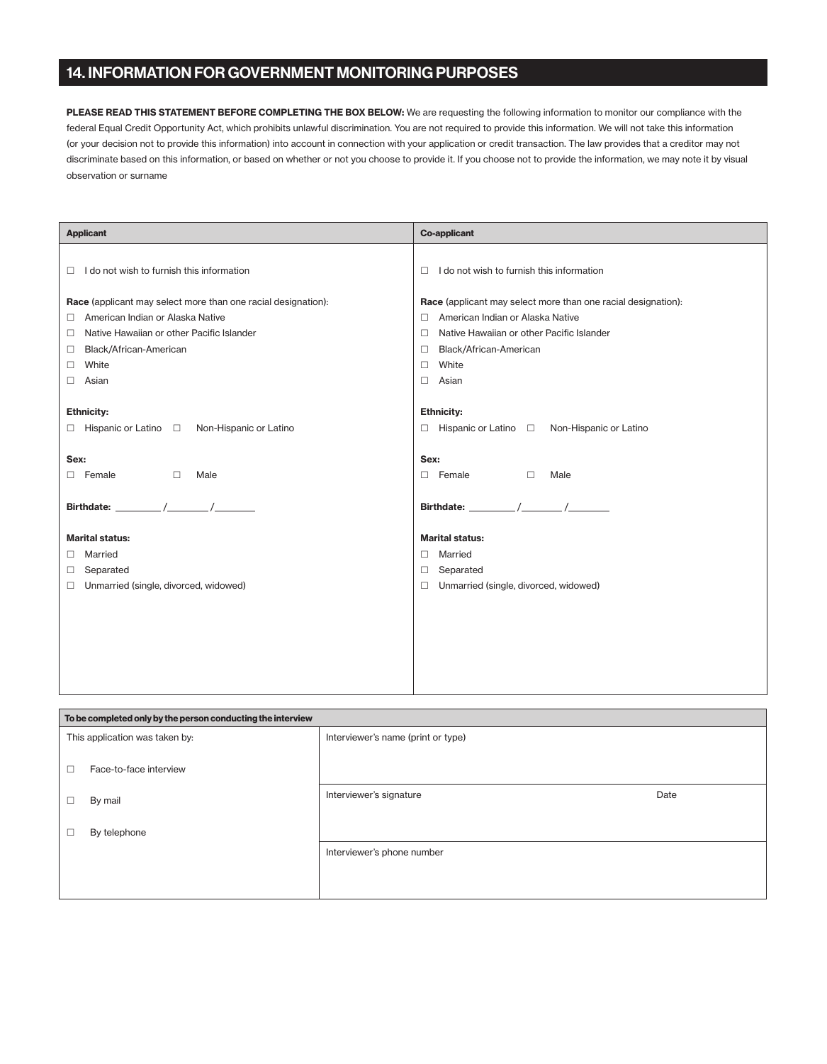## 14. INFORMATION FOR GOVERNMENT MONITORING PURPOSES

**PLEASE READ THIS STATEMENT BEFORE COMPLETING THE BOX BELOW:** We are requesting the following information to monitor our compliance with the federal Equal Credit Opportunity Act, which prohibits unlawful discrimination. You are not required to provide this information. We will not take this information (or your decision not to provide this information) into account in connection with your application or credit transaction. The law provides that a creditor may not discriminate based on this information, or based on whether or not you choose to provide it. If you choose not to provide the information, we may note it by visual observation or surname

| Applicant | Co-applicant |
|---|---|
| ☐ I do not wish to furnish this information | ☐ I do not wish to furnish this information |
| **Race** (applicant may select more than one racial designation):<br>☐ American Indian or Alaska Native<br>☐ Native Hawaiian or other Pacific Islander<br>☐ Black/African-American<br>☐ White<br>☐ Asian | **Race** (applicant may select more than one racial designation):<br>☐ American Indian or Alaska Native<br>☐ Native Hawaiian or other Pacific Islander<br>☐ Black/African-American<br>☐ White<br>☐ Asian |
| **Ethnicity:**<br>☐ Hispanic or Latino ☐ Non-Hispanic or Latino | **Ethnicity:**<br>☐ Hispanic or Latino ☐ Non-Hispanic or Latino |
| **Sex:**<br>☐ Female ☐ Male | **Sex:**<br>☐ Female ☐ Male |
| **Birthdate:** ________ /_______ /_______ | **Birthdate:** ________ /_______ /_______ |
| **Marital status:**<br>☐ Married<br>☐ Separated<br>☐ Unmarried (single, divorced, widowed) | **Marital status:**<br>☐ Married<br>☐ Separated<br>☐ Unmarried (single, divorced, widowed) |

| To be completed only by the person conducting the interview | | |
|---|---|---|
| This application was taken by:<br>☐ Face-to-face interview<br>☐ By mail<br>☐ By telephone | Interviewer's name (print or type) | |
| | Interviewer's signature | Date |
| | Interviewer's phone number | |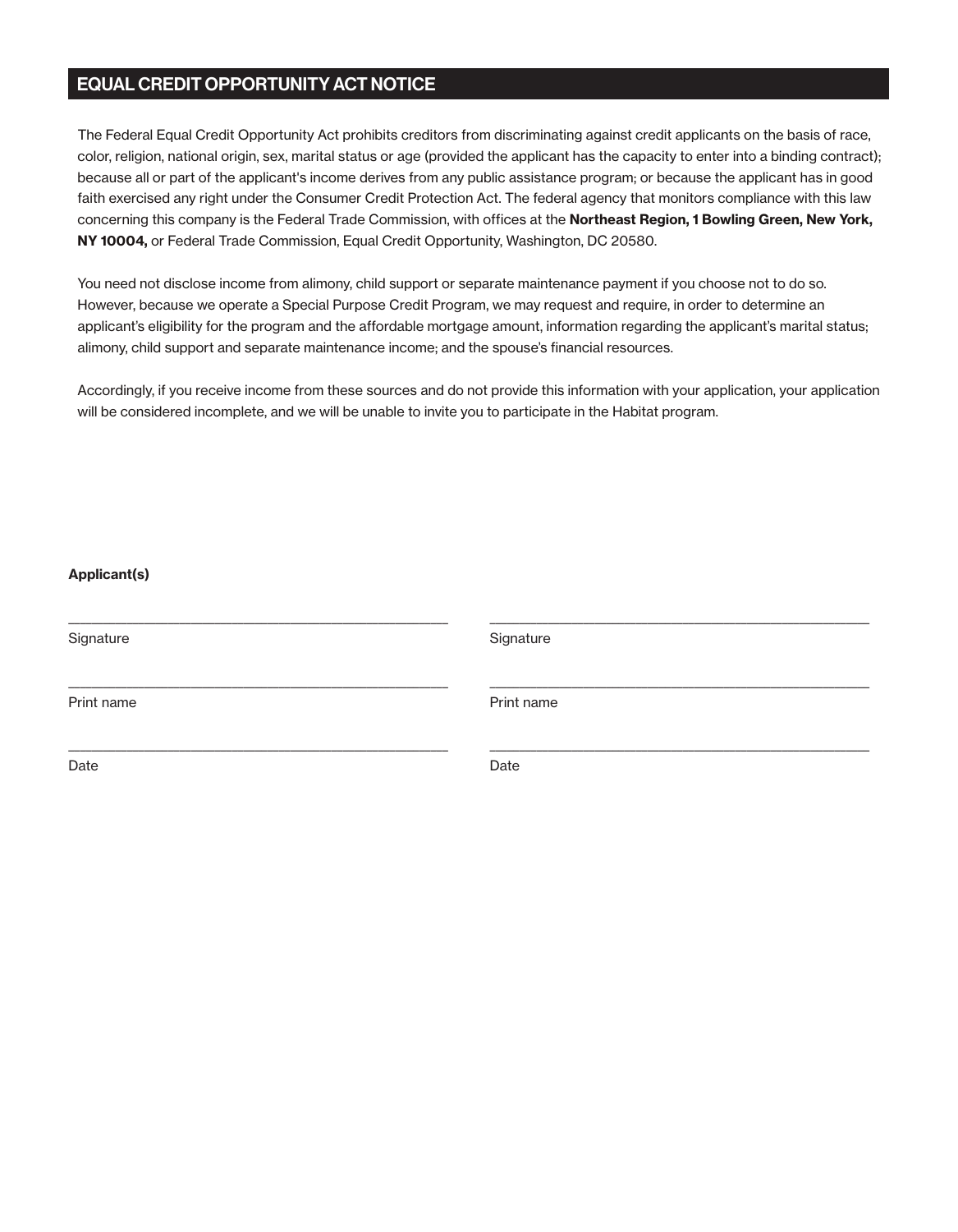## EQUAL CREDIT OPPORTUNITY ACT NOTICE

The Federal Equal Credit Opportunity Act prohibits creditors from discriminating against credit applicants on the basis of race, color, religion, national origin, sex, marital status or age (provided the applicant has the capacity to enter into a binding contract); because all or part of the applicant's income derives from any public assistance program; or because the applicant has in good faith exercised any right under the Consumer Credit Protection Act. The federal agency that monitors compliance with this law concerning this company is the Federal Trade Commission, with offices at the **Northeast Region, 1 Bowling Green, New York, NY 10004,** or Federal Trade Commission, Equal Credit Opportunity, Washington, DC 20580.

You need not disclose income from alimony, child support or separate maintenance payment if you choose not to do so. However, because we operate a Special Purpose Credit Program, we may request and require, in order to determine an applicant's eligibility for the program and the affordable mortgage amount, information regarding the applicant's marital status; alimony, child support and separate maintenance income; and the spouse's financial resources.

Accordingly, if you receive income from these sources and do not provide this information with your application, your application will be considered incomplete, and we will be unable to invite you to participate in the Habitat program.

**Applicant(s)**

| | |
|---|---|
| ______________________________ | ______________________________ |
| Signature | Signature |
| ______________________________ | ______________________________ |
| Print name | Print name |
| ______________________________ | ______________________________ |
| Date | Date |